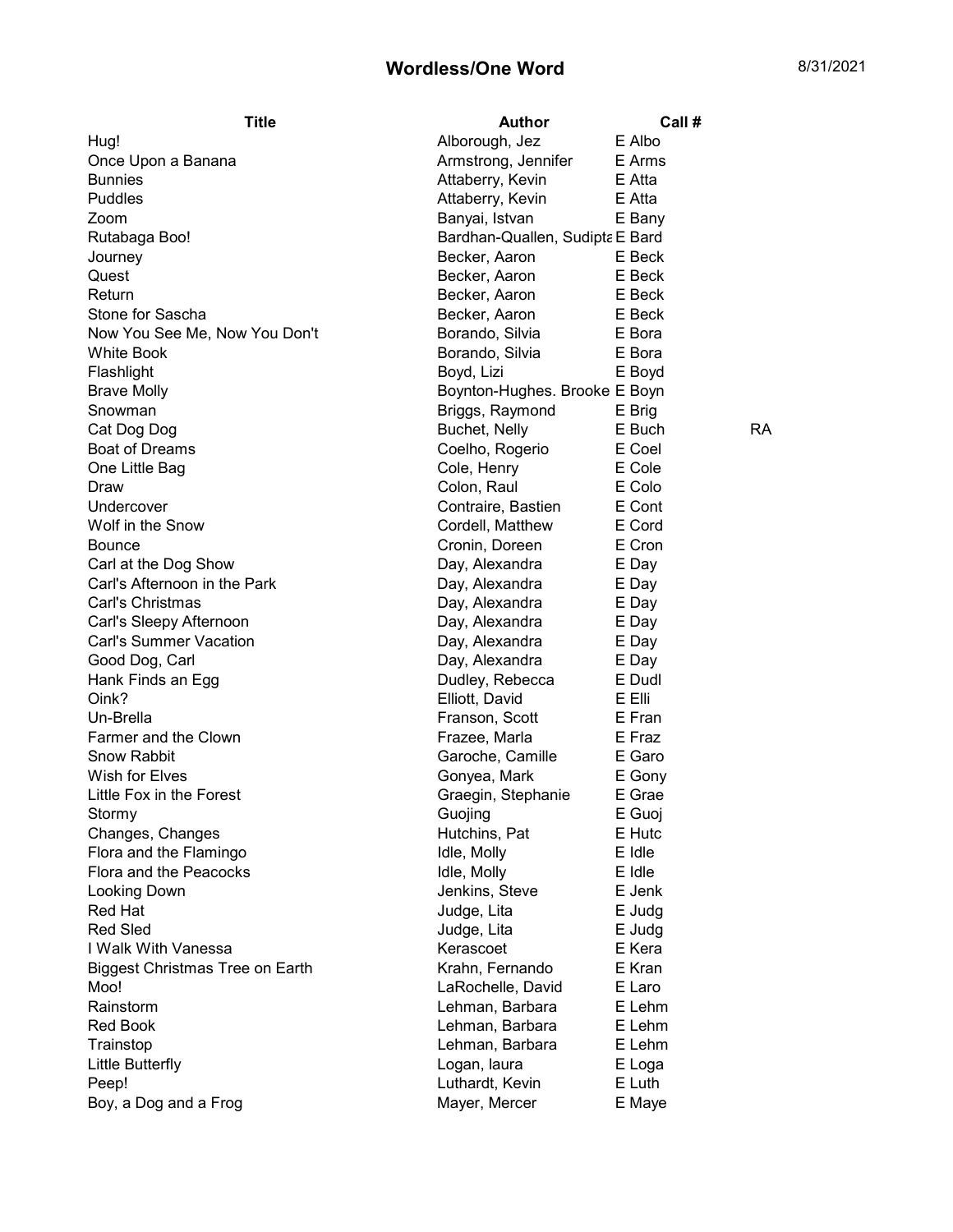# Wordless/One Word

8/31/2021

| Title | Author | Call # | |
|---|---|---|---|
| Hug! | Alborough, Jez | E Albo | |
| Once Upon a Banana | Armstrong, Jennifer | E Arms | |
| Bunnies | Attaberry, Kevin | E Atta | |
| Puddles | Attaberry, Kevin | E Atta | |
| Zoom | Banyai, Istvan | E Bany | |
| Rutabaga Boo! | Bardhan-Quallen, Sudipta | E Bard | |
| Journey | Becker, Aaron | E Beck | |
| Quest | Becker, Aaron | E Beck | |
| Return | Becker, Aaron | E Beck | |
| Stone for Sascha | Becker, Aaron | E Beck | |
| Now You See Me, Now You Don't | Borando, Silvia | E Bora | |
| White Book | Borando, Silvia | E Bora | |
| Flashlight | Boyd, Lizi | E Boyd | |
| Brave Molly | Boynton-Hughes. Brooke | E Boyn | |
| Snowman | Briggs, Raymond | E Brig | |
| Cat Dog Dog | Buchet, Nelly | E Buch | RA |
| Boat of Dreams | Coelho, Rogerio | E Coel | |
| One Little Bag | Cole, Henry | E Cole | |
| Draw | Colon, Raul | E Colo | |
| Undercover | Contraire, Bastien | E Cont | |
| Wolf in the Snow | Cordell, Matthew | E Cord | |
| Bounce | Cronin, Doreen | E Cron | |
| Carl at the Dog Show | Day, Alexandra | E Day | |
| Carl's Afternoon in the Park | Day, Alexandra | E Day | |
| Carl's Christmas | Day, Alexandra | E Day | |
| Carl's Sleepy Afternoon | Day, Alexandra | E Day | |
| Carl's Summer Vacation | Day, Alexandra | E Day | |
| Good Dog, Carl | Day, Alexandra | E Day | |
| Hank Finds an Egg | Dudley, Rebecca | E Dudl | |
| Oink? | Elliott, David | E Elli | |
| Un-Brella | Franson, Scott | E Fran | |
| Farmer and the Clown | Frazee, Marla | E Fraz | |
| Snow Rabbit | Garoche, Camille | E Garo | |
| Wish for Elves | Gonyea, Mark | E Gony | |
| Little Fox in the Forest | Graegin, Stephanie | E Grae | |
| Stormy | Guojing | E Guoj | |
| Changes, Changes | Hutchins, Pat | E Hutc | |
| Flora and the Flamingo | Idle, Molly | E Idle | |
| Flora and the Peacocks | Idle, Molly | E Idle | |
| Looking Down | Jenkins, Steve | E Jenk | |
| Red Hat | Judge, Lita | E Judg | |
| Red Sled | Judge, Lita | E Judg | |
| I Walk With Vanessa | Kerascoet | E Kera | |
| Biggest Christmas Tree on Earth | Krahn, Fernando | E Kran | |
| Moo! | LaRochelle, David | E Laro | |
| Rainstorm | Lehman, Barbara | E Lehm | |
| Red Book | Lehman, Barbara | E Lehm | |
| Trainstop | Lehman, Barbara | E Lehm | |
| Little Butterfly | Logan, laura | E Loga | |
| Peep! | Luthardt, Kevin | E Luth | |
| Boy, a Dog and a Frog | Mayer, Mercer | E Maye | |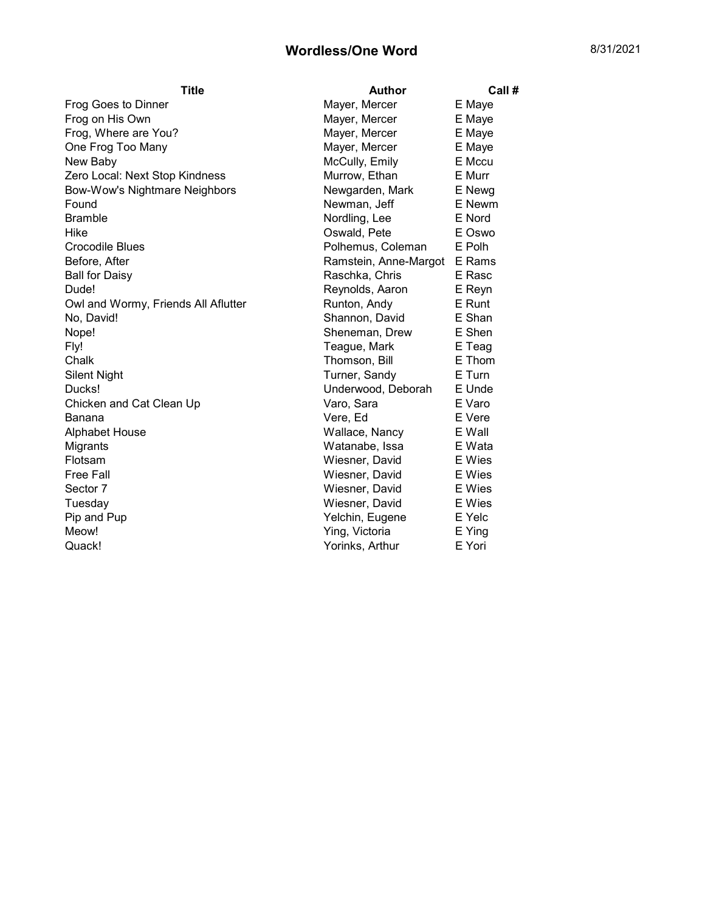## Wordless/One Word

8/31/2021

| Title | Author | Call # |
|---|---|---|
| Frog Goes to Dinner | Mayer, Mercer | E Maye |
| Frog on His Own | Mayer, Mercer | E Maye |
| Frog, Where are You? | Mayer, Mercer | E Maye |
| One Frog Too Many | Mayer, Mercer | E Maye |
| New Baby | McCully, Emily | E Mccu |
| Zero Local: Next Stop Kindness | Murrow, Ethan | E Murr |
| Bow-Wow's Nightmare Neighbors | Newgarden, Mark | E Newg |
| Found | Newman, Jeff | E Newm |
| Bramble | Nordling, Lee | E Nord |
| Hike | Oswald, Pete | E Oswo |
| Crocodile Blues | Polhemus, Coleman | E Polh |
| Before, After | Ramstein, Anne-Margot | E Rams |
| Ball for Daisy | Raschka, Chris | E Rasc |
| Dude! | Reynolds, Aaron | E Reyn |
| Owl and Wormy, Friends All Aflutter | Runton, Andy | E Runt |
| No, David! | Shannon, David | E Shan |
| Nope! | Sheneman, Drew | E Shen |
| Fly! | Teague, Mark | E Teag |
| Chalk | Thomson, Bill | E Thom |
| Silent Night | Turner, Sandy | E Turn |
| Ducks! | Underwood, Deborah | E Unde |
| Chicken and Cat Clean Up | Varo, Sara | E Varo |
| Banana | Vere, Ed | E Vere |
| Alphabet House | Wallace, Nancy | E Wall |
| Migrants | Watanabe, Issa | E Wata |
| Flotsam | Wiesner, David | E Wies |
| Free Fall | Wiesner, David | E Wies |
| Sector 7 | Wiesner, David | E Wies |
| Tuesday | Wiesner, David | E Wies |
| Pip and Pup | Yelchin, Eugene | E Yelc |
| Meow! | Ying, Victoria | E Ying |
| Quack! | Yorinks, Arthur | E Yori |